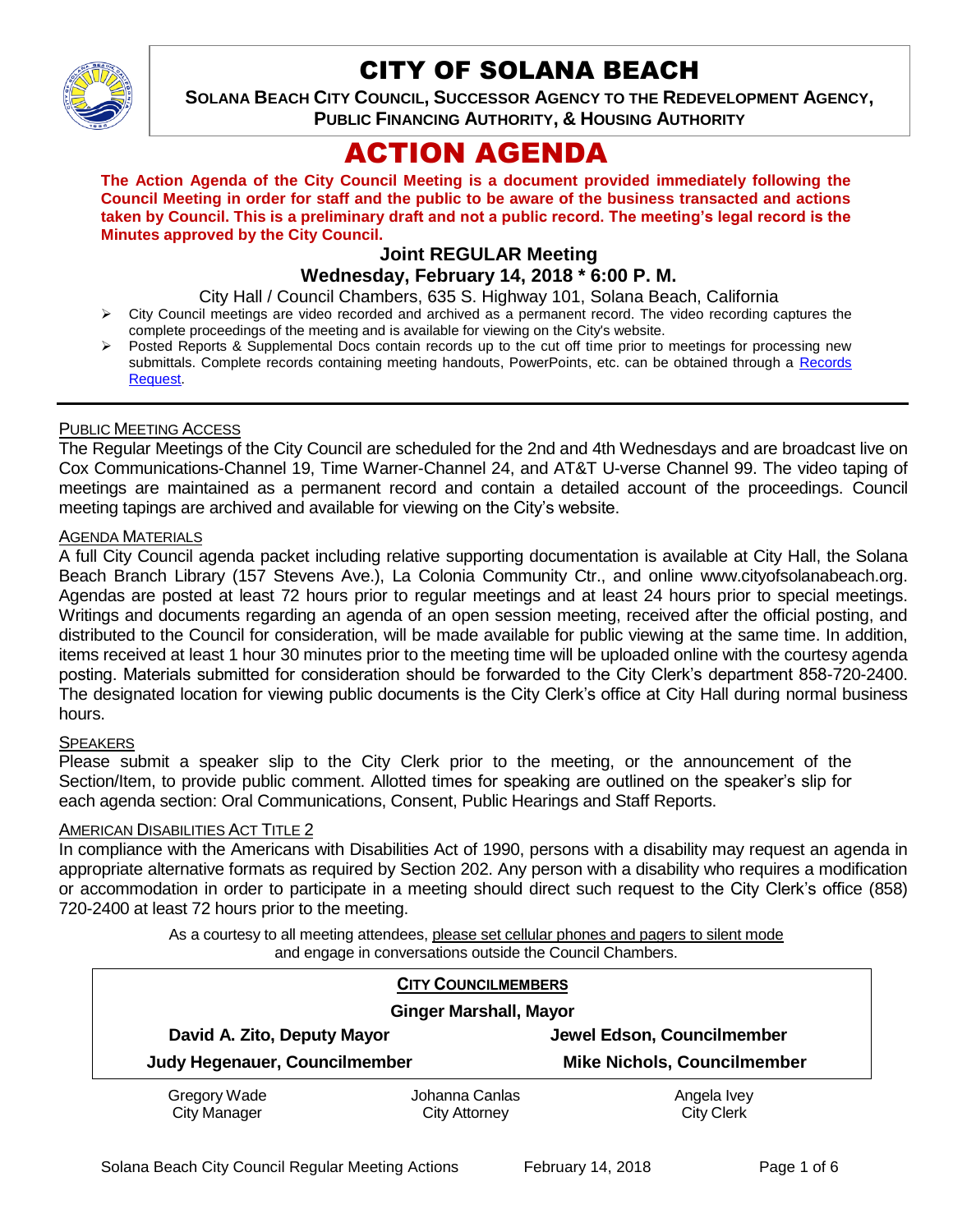# CITY OF SOLANA BEACH

**SOLANA BEACH CITY COUNCIL, SUCCESSOR AGENCY TO THE REDEVELOPMENT AGENCY, PUBLIC FINANCING AUTHORITY, & HOUSING AUTHORITY**

# ACTION AGENDA

**The Action Agenda of the City Council Meeting is a document provided immediately following the Council Meeting in order for staff and the public to be aware of the business transacted and actions taken by Council. This is a preliminary draft and not a public record. The meeting's legal record is the Minutes approved by the City Council.**

### Joint REGULAR Meeting
### Wednesday, February 14, 2018 * 6:00 P. M.

City Hall / Council Chambers, 635 S. Highway 101, Solana Beach, California

- City Council meetings are video recorded and archived as a permanent record. The video recording captures the complete proceedings of the meeting and is available for viewing on the City's website.
- Posted Reports & Supplemental Docs contain records up to the cut off time prior to meetings for processing new submittals. Complete records containing meeting handouts, PowerPoints, etc. can be obtained through a Records Request.

---

PUBLIC MEETING ACCESS

The Regular Meetings of the City Council are scheduled for the 2nd and 4th Wednesdays and are broadcast live on Cox Communications-Channel 19, Time Warner-Channel 24, and AT&T U-verse Channel 99. The video taping of meetings are maintained as a permanent record and contain a detailed account of the proceedings. Council meeting tapings are archived and available for viewing on the City's website.

AGENDA MATERIALS

A full City Council agenda packet including relative supporting documentation is available at City Hall, the Solana Beach Branch Library (157 Stevens Ave.), La Colonia Community Ctr., and online www.cityofsolanabeach.org. Agendas are posted at least 72 hours prior to regular meetings and at least 24 hours prior to special meetings. Writings and documents regarding an agenda of an open session meeting, received after the official posting, and distributed to the Council for consideration, will be made available for public viewing at the same time. In addition, items received at least 1 hour 30 minutes prior to the meeting time will be uploaded online with the courtesy agenda posting. Materials submitted for consideration should be forwarded to the City Clerk's department 858-720-2400. The designated location for viewing public documents is the City Clerk's office at City Hall during normal business hours.

SPEAKERS

Please submit a speaker slip to the City Clerk prior to the meeting, or the announcement of the Section/Item, to provide public comment. Allotted times for speaking are outlined on the speaker's slip for each agenda section: Oral Communications, Consent, Public Hearings and Staff Reports.

AMERICAN DISABILITIES ACT TITLE 2

In compliance with the Americans with Disabilities Act of 1990, persons with a disability may request an agenda in appropriate alternative formats as required by Section 202. Any person with a disability who requires a modification or accommodation in order to participate in a meeting should direct such request to the City Clerk's office (858) 720-2400 at least 72 hours prior to the meeting.

As a courtesy to all meeting attendees, please set cellular phones and pagers to silent mode and engage in conversations outside the Council Chambers.

**CITY COUNCILMEMBERS**

**Ginger Marshall, Mayor**

| | |
|---|---|
| **David A. Zito, Deputy Mayor** | **Jewel Edson, Councilmember** |
| **Judy Hegenauer, Councilmember** | **Mike Nichols, Councilmember** |

| | | |
|---|---|---|
| Gregory Wade<br>City Manager | Johanna Canlas<br>City Attorney | Angela Ivey<br>City Clerk |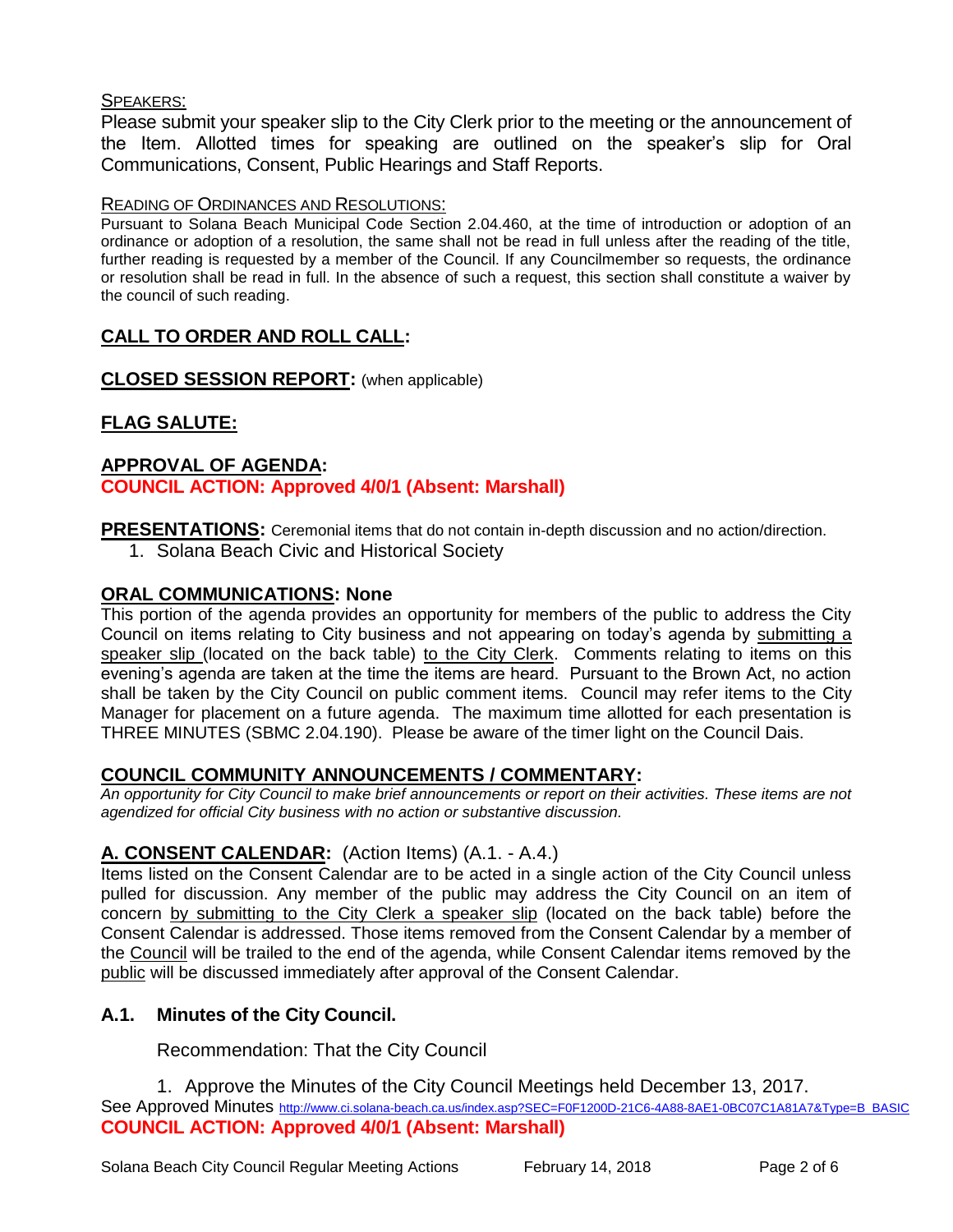SPEAKERS:

Please submit your speaker slip to the City Clerk prior to the meeting or the announcement of the Item. Allotted times for speaking are outlined on the speaker's slip for Oral Communications, Consent, Public Hearings and Staff Reports.

READING OF ORDINANCES AND RESOLUTIONS:

Pursuant to Solana Beach Municipal Code Section 2.04.460, at the time of introduction or adoption of an ordinance or adoption of a resolution, the same shall not be read in full unless after the reading of the title, further reading is requested by a member of the Council. If any Councilmember so requests, the ordinance or resolution shall be read in full. In the absence of such a request, this section shall constitute a waiver by the council of such reading.

## CALL TO ORDER AND ROLL CALL:

## CLOSED SESSION REPORT: (when applicable)

## FLAG SALUTE:

## APPROVAL OF AGENDA:

**COUNCIL ACTION: Approved 4/0/1 (Absent: Marshall)**

**PRESENTATIONS:** Ceremonial items that do not contain in-depth discussion and no action/direction.

1. Solana Beach Civic and Historical Society

## ORAL COMMUNICATIONS: None

This portion of the agenda provides an opportunity for members of the public to address the City Council on items relating to City business and not appearing on today's agenda by submitting a speaker slip (located on the back table) to the City Clerk. Comments relating to items on this evening's agenda are taken at the time the items are heard. Pursuant to the Brown Act, no action shall be taken by the City Council on public comment items. Council may refer items to the City Manager for placement on a future agenda. The maximum time allotted for each presentation is THREE MINUTES (SBMC 2.04.190). Please be aware of the timer light on the Council Dais.

## COUNCIL COMMUNITY ANNOUNCEMENTS / COMMENTARY:

*An opportunity for City Council to make brief announcements or report on their activities. These items are not agendized for official City business with no action or substantive discussion.*

## A. CONSENT CALENDAR: (Action Items) (A.1. - A.4.)

Items listed on the Consent Calendar are to be acted in a single action of the City Council unless pulled for discussion. Any member of the public may address the City Council on an item of concern by submitting to the City Clerk a speaker slip (located on the back table) before the Consent Calendar is addressed. Those items removed from the Consent Calendar by a member of the Council will be trailed to the end of the agenda, while Consent Calendar items removed by the public will be discussed immediately after approval of the Consent Calendar.

### A.1. Minutes of the City Council.

Recommendation: That the City Council

1. Approve the Minutes of the City Council Meetings held December 13, 2017.

See Approved Minutes http://www.ci.solana-beach.ca.us/index.asp?SEC=F0F1200D-21C6-4A88-8AE1-0BC07C1A81A7&Type=B_BASIC

**COUNCIL ACTION: Approved 4/0/1 (Absent: Marshall)**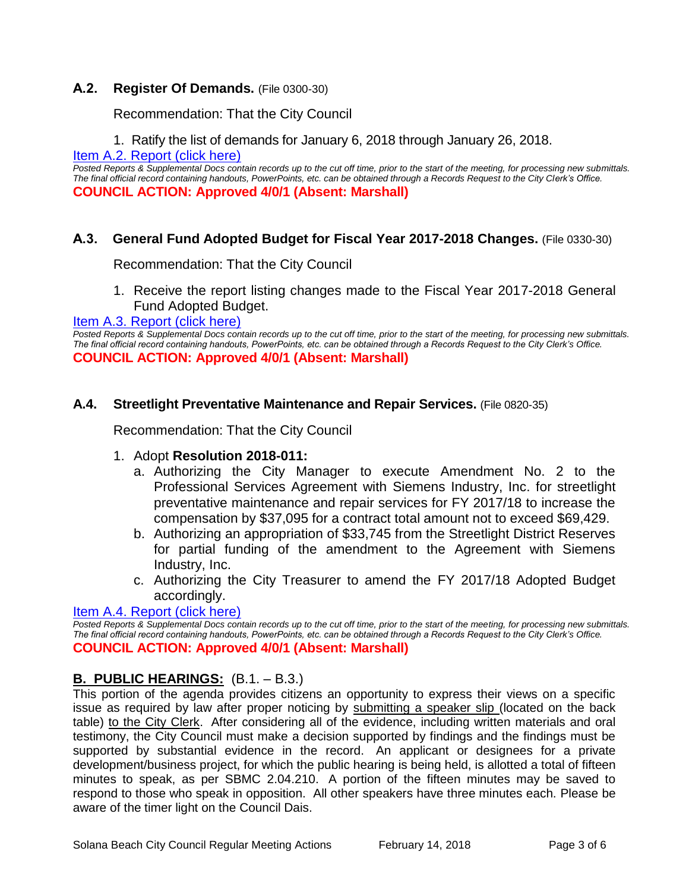### A.2. Register Of Demands. (File 0300-30)

Recommendation: That the City Council

1. Ratify the list of demands for January 6, 2018 through January 26, 2018.

[Item A.2. Report (click here)]

*Posted Reports & Supplemental Docs contain records up to the cut off time, prior to the start of the meeting, for processing new submittals. The final official record containing handouts, PowerPoints, etc. can be obtained through a Records Request to the City Clerk's Office.*

**COUNCIL ACTION: Approved 4/0/1 (Absent: Marshall)**

### A.3. General Fund Adopted Budget for Fiscal Year 2017-2018 Changes. (File 0330-30)

Recommendation: That the City Council

1. Receive the report listing changes made to the Fiscal Year 2017-2018 General Fund Adopted Budget.

[Item A.3. Report (click here)]

*Posted Reports & Supplemental Docs contain records up to the cut off time, prior to the start of the meeting, for processing new submittals. The final official record containing handouts, PowerPoints, etc. can be obtained through a Records Request to the City Clerk's Office.*

**COUNCIL ACTION: Approved 4/0/1 (Absent: Marshall)**

### A.4. Streetlight Preventative Maintenance and Repair Services. (File 0820-35)

Recommendation: That the City Council

1. Adopt **Resolution 2018-011:**
   a. Authorizing the City Manager to execute Amendment No. 2 to the Professional Services Agreement with Siemens Industry, Inc. for streetlight preventative maintenance and repair services for FY 2017/18 to increase the compensation by $37,095 for a contract total amount not to exceed $69,429.
   b. Authorizing an appropriation of $33,745 from the Streetlight District Reserves for partial funding of the amendment to the Agreement with Siemens Industry, Inc.
   c. Authorizing the City Treasurer to amend the FY 2017/18 Adopted Budget accordingly.

[Item A.4. Report (click here)]

*Posted Reports & Supplemental Docs contain records up to the cut off time, prior to the start of the meeting, for processing new submittals. The final official record containing handouts, PowerPoints, etc. can be obtained through a Records Request to the City Clerk's Office.*

**COUNCIL ACTION: Approved 4/0/1 (Absent: Marshall)**

## B. PUBLIC HEARINGS: (B.1. – B.3.)

This portion of the agenda provides citizens an opportunity to express their views on a specific issue as required by law after proper noticing by submitting a speaker slip (located on the back table) to the City Clerk. After considering all of the evidence, including written materials and oral testimony, the City Council must make a decision supported by findings and the findings must be supported by substantial evidence in the record. An applicant or designees for a private development/business project, for which the public hearing is being held, is allotted a total of fifteen minutes to speak, as per SBMC 2.04.210. A portion of the fifteen minutes may be saved to respond to those who speak in opposition. All other speakers have three minutes each. Please be aware of the timer light on the Council Dais.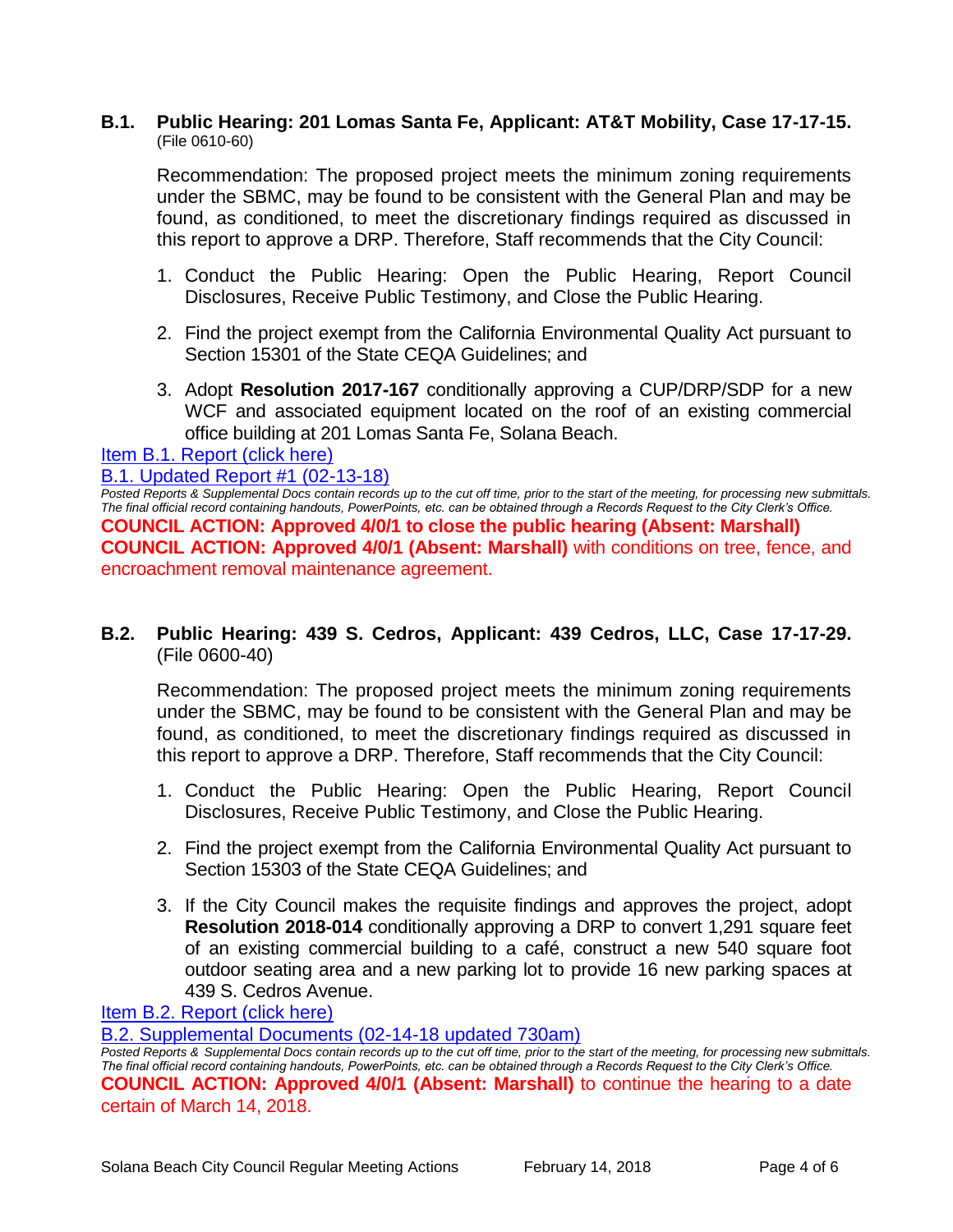**B.1. Public Hearing: 201 Lomas Santa Fe, Applicant: AT&T Mobility, Case 17-17-15.** (File 0610-60)

Recommendation: The proposed project meets the minimum zoning requirements under the SBMC, may be found to be consistent with the General Plan and may be found, as conditioned, to meet the discretionary findings required as discussed in this report to approve a DRP. Therefore, Staff recommends that the City Council:

1. Conduct the Public Hearing: Open the Public Hearing, Report Council Disclosures, Receive Public Testimony, and Close the Public Hearing.
2. Find the project exempt from the California Environmental Quality Act pursuant to Section 15301 of the State CEQA Guidelines; and
3. Adopt **Resolution 2017-167** conditionally approving a CUP/DRP/SDP for a new WCF and associated equipment located on the roof of an existing commercial office building at 201 Lomas Santa Fe, Solana Beach.

Item B.1. Report (click here)

B.1. Updated Report #1 (02-13-18)

*Posted Reports & Supplemental Docs contain records up to the cut off time, prior to the start of the meeting, for processing new submittals. The final official record containing handouts, PowerPoints, etc. can be obtained through a Records Request to the City Clerk's Office.*

**COUNCIL ACTION: Approved 4/0/1 to close the public hearing (Absent: Marshall)**

**COUNCIL ACTION: Approved 4/0/1 (Absent: Marshall)** with conditions on tree, fence, and encroachment removal maintenance agreement.

**B.2. Public Hearing: 439 S. Cedros, Applicant: 439 Cedros, LLC, Case 17-17-29.** (File 0600-40)

Recommendation: The proposed project meets the minimum zoning requirements under the SBMC, may be found to be consistent with the General Plan and may be found, as conditioned, to meet the discretionary findings required as discussed in this report to approve a DRP. Therefore, Staff recommends that the City Council:

1. Conduct the Public Hearing: Open the Public Hearing, Report Council Disclosures, Receive Public Testimony, and Close the Public Hearing.
2. Find the project exempt from the California Environmental Quality Act pursuant to Section 15303 of the State CEQA Guidelines; and
3. If the City Council makes the requisite findings and approves the project, adopt **Resolution 2018-014** conditionally approving a DRP to convert 1,291 square feet of an existing commercial building to a café, construct a new 540 square foot outdoor seating area and a new parking lot to provide 16 new parking spaces at 439 S. Cedros Avenue.

Item B.2. Report (click here)

B.2. Supplemental Documents (02-14-18 updated 730am)

*Posted Reports & Supplemental Docs contain records up to the cut off time, prior to the start of the meeting, for processing new submittals. The final official record containing handouts, PowerPoints, etc. can be obtained through a Records Request to the City Clerk's Office.*

**COUNCIL ACTION: Approved 4/0/1 (Absent: Marshall)** to continue the hearing to a date certain of March 14, 2018.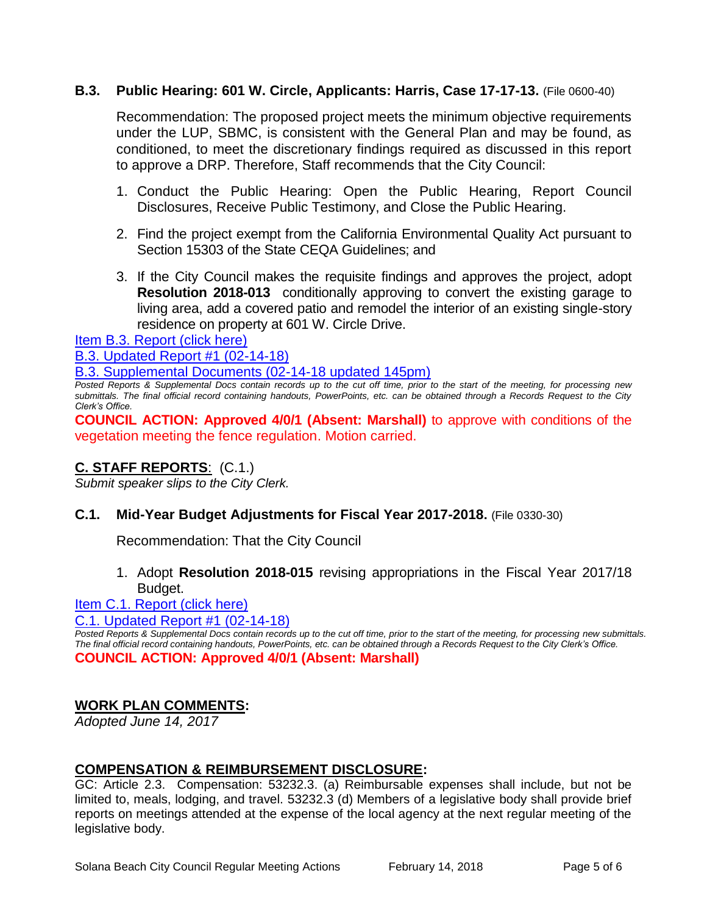### B.3. Public Hearing: 601 W. Circle, Applicants: Harris, Case 17-17-13. (File 0600-40)

Recommendation: The proposed project meets the minimum objective requirements under the LUP, SBMC, is consistent with the General Plan and may be found, as conditioned, to meet the discretionary findings required as discussed in this report to approve a DRP. Therefore, Staff recommends that the City Council:

1. Conduct the Public Hearing: Open the Public Hearing, Report Council Disclosures, Receive Public Testimony, and Close the Public Hearing.

2. Find the project exempt from the California Environmental Quality Act pursuant to Section 15303 of the State CEQA Guidelines; and

3. If the City Council makes the requisite findings and approves the project, adopt **Resolution 2018-013** conditionally approving to convert the existing garage to living area, add a covered patio and remodel the interior of an existing single-story residence on property at 601 W. Circle Drive.

Item B.3. Report (click here)

B.3. Updated Report #1 (02-14-18)

B.3. Supplemental Documents (02-14-18 updated 145pm)

*Posted Reports & Supplemental Docs contain records up to the cut off time, prior to the start of the meeting, for processing new submittals. The final official record containing handouts, PowerPoints, etc. can be obtained through a Records Request to the City Clerk's Office.*

**COUNCIL ACTION: Approved 4/0/1 (Absent: Marshall)** to approve with conditions of the vegetation meeting the fence regulation. Motion carried.

## C. STAFF REPORTS: (C.1.)

*Submit speaker slips to the City Clerk.*

### C.1. Mid-Year Budget Adjustments for Fiscal Year 2017-2018. (File 0330-30)

Recommendation: That the City Council

1. Adopt **Resolution 2018-015** revising appropriations in the Fiscal Year 2017/18 Budget.

Item C.1. Report (click here)

C.1. Updated Report #1 (02-14-18)

*Posted Reports & Supplemental Docs contain records up to the cut off time, prior to the start of the meeting, for processing new submittals. The final official record containing handouts, PowerPoints, etc. can be obtained through a Records Request to the City Clerk's Office.*

**COUNCIL ACTION: Approved 4/0/1 (Absent: Marshall)**

## WORK PLAN COMMENTS:

*Adopted June 14, 2017*

## COMPENSATION & REIMBURSEMENT DISCLOSURE:

GC: Article 2.3. Compensation: 53232.3. (a) Reimbursable expenses shall include, but not be limited to, meals, lodging, and travel. 53232.3 (d) Members of a legislative body shall provide brief reports on meetings attended at the expense of the local agency at the next regular meeting of the legislative body.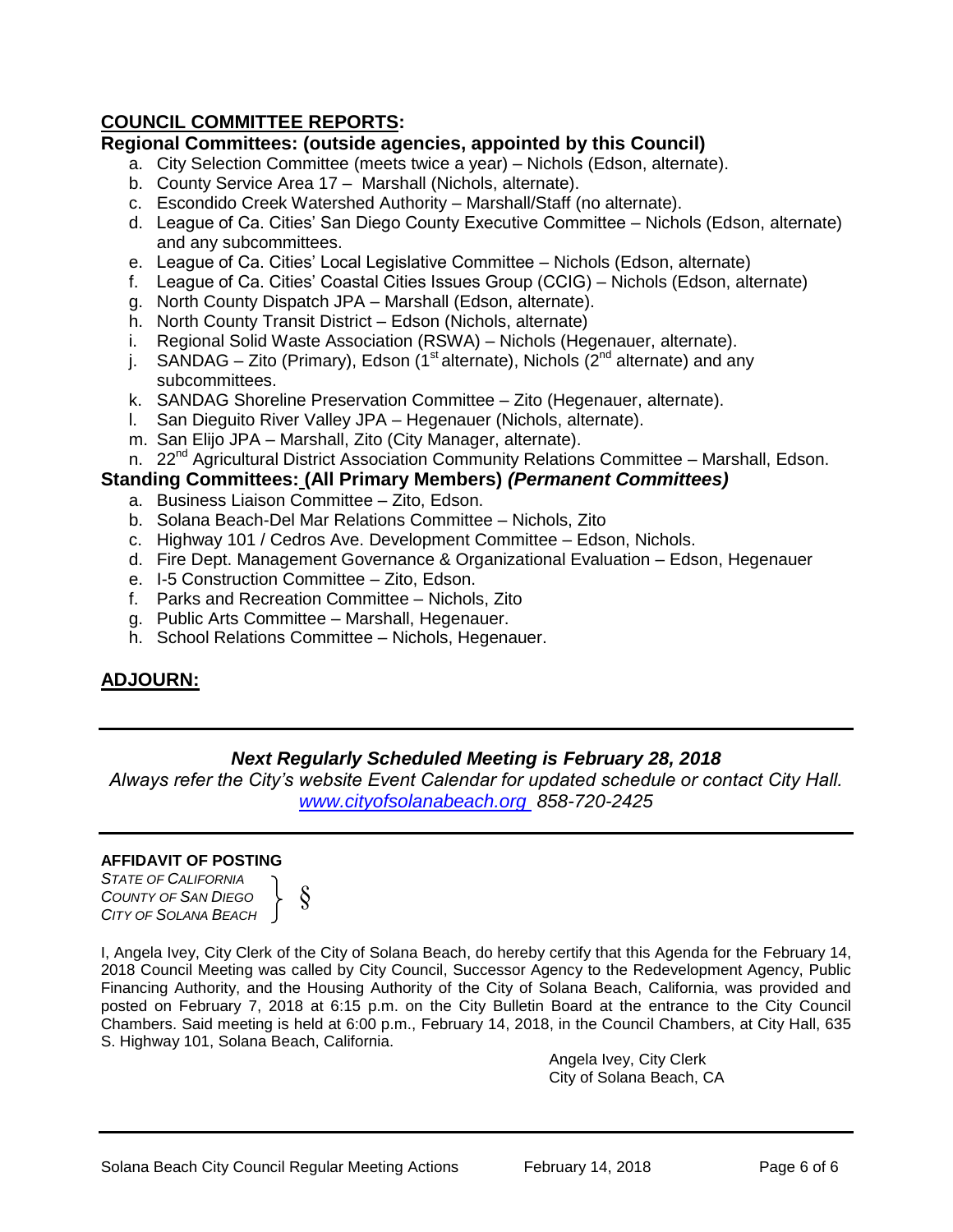## COUNCIL COMMITTEE REPORTS:

### Regional Committees: (outside agencies, appointed by this Council)

a. City Selection Committee (meets twice a year) – Nichols (Edson, alternate).
b. County Service Area 17 – Marshall (Nichols, alternate).
c. Escondido Creek Watershed Authority – Marshall/Staff (no alternate).
d. League of Ca. Cities' San Diego County Executive Committee – Nichols (Edson, alternate) and any subcommittees.
e. League of Ca. Cities' Local Legislative Committee – Nichols (Edson, alternate)
f. League of Ca. Cities' Coastal Cities Issues Group (CCIG) – Nichols (Edson, alternate)
g. North County Dispatch JPA – Marshall (Edson, alternate).
h. North County Transit District – Edson (Nichols, alternate)
i. Regional Solid Waste Association (RSWA) – Nichols (Hegenauer, alternate).
j. SANDAG – Zito (Primary), Edson (1st alternate), Nichols (2nd alternate) and any subcommittees.
k. SANDAG Shoreline Preservation Committee – Zito (Hegenauer, alternate).
l. San Dieguito River Valley JPA – Hegenauer (Nichols, alternate).
m. San Elijo JPA – Marshall, Zito (City Manager, alternate).
n. 22nd Agricultural District Association Community Relations Committee – Marshall, Edson.

### Standing Committees: (All Primary Members) *(Permanent Committees)*

a. Business Liaison Committee – Zito, Edson.
b. Solana Beach-Del Mar Relations Committee – Nichols, Zito
c. Highway 101 / Cedros Ave. Development Committee – Edson, Nichols.
d. Fire Dept. Management Governance & Organizational Evaluation – Edson, Hegenauer
e. I-5 Construction Committee – Zito, Edson.
f. Parks and Recreation Committee – Nichols, Zito
g. Public Arts Committee – Marshall, Hegenauer.
h. School Relations Committee – Nichols, Hegenauer.

## ADJOURN:

---

***Next Regularly Scheduled Meeting is February 28, 2018***

*Always refer the City's website Event Calendar for updated schedule or contact City Hall. www.cityofsolanabeach.org 858-720-2425*

---

**AFFIDAVIT OF POSTING**

*STATE OF CALIFORNIA*
*COUNTY OF SAN DIEGO* } §
*CITY OF SOLANA BEACH*

I, Angela Ivey, City Clerk of the City of Solana Beach, do hereby certify that this Agenda for the February 14, 2018 Council Meeting was called by City Council, Successor Agency to the Redevelopment Agency, Public Financing Authority, and the Housing Authority of the City of Solana Beach, California, was provided and posted on February 7, 2018 at 6:15 p.m. on the City Bulletin Board at the entrance to the City Council Chambers. Said meeting is held at 6:00 p.m., February 14, 2018, in the Council Chambers, at City Hall, 635 S. Highway 101, Solana Beach, California.

Angela Ivey, City Clerk
City of Solana Beach, CA